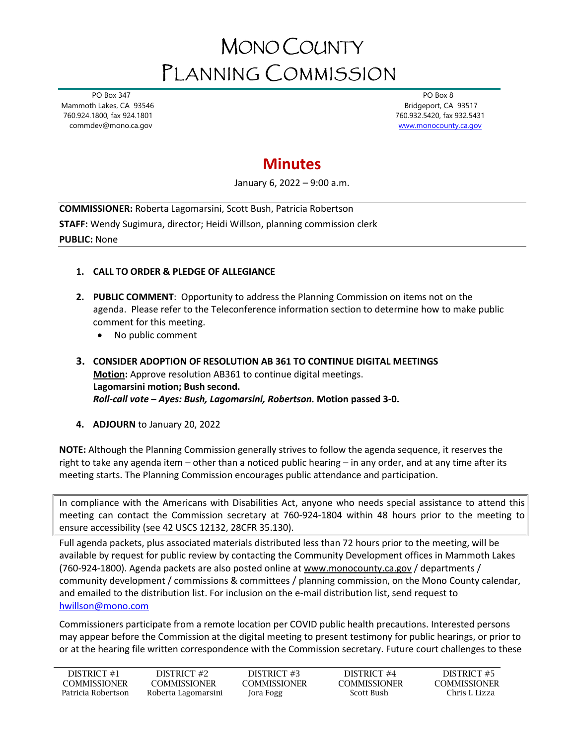# MONO COUNTY
# PLANNING COMMISSION

PO Box 347
Mammoth Lakes, CA 93546
760.924.1800, fax 924.1801
commdev@mono.ca.gov

PO Box 8
Bridgeport, CA 93517
760.932.5420, fax 932.5431
www.monocounty.ca.gov

## Minutes

January 6, 2022 – 9:00 a.m.

**COMMISSIONER:** Roberta Lagomarsini, Scott Bush, Patricia Robertson
**STAFF:** Wendy Sugimura, director; Heidi Willson, planning commission clerk
**PUBLIC:** None

1. **CALL TO ORDER & PLEDGE OF ALLEGIANCE**

2. **PUBLIC COMMENT**: Opportunity to address the Planning Commission on items not on the agenda. Please refer to the Teleconference information section to determine how to make public comment for this meeting.
   - No public comment

3. **CONSIDER ADOPTION OF RESOLUTION AB 361 TO CONTINUE DIGITAL MEETINGS**
   **Motion:** Approve resolution AB361 to continue digital meetings.
   **Lagomarsini motion; Bush second.**
   ***Roll-call vote – Ayes: Bush, Lagomarsini, Robertson.*** **Motion passed 3-0.**

4. **ADJOURN** to January 20, 2022

**NOTE:** Although the Planning Commission generally strives to follow the agenda sequence, it reserves the right to take any agenda item – other than a noticed public hearing – in any order, and at any time after its meeting starts. The Planning Commission encourages public attendance and participation.

In compliance with the Americans with Disabilities Act, anyone who needs special assistance to attend this meeting can contact the Commission secretary at 760-924-1804 within 48 hours prior to the meeting to ensure accessibility (see 42 USCS 12132, 28CFR 35.130).

Full agenda packets, plus associated materials distributed less than 72 hours prior to the meeting, will be available by request for public review by contacting the Community Development offices in Mammoth Lakes (760-924-1800). Agenda packets are also posted online at www.monocounty.ca.gov / departments / community development / commissions & committees / planning commission, on the Mono County calendar, and emailed to the distribution list. For inclusion on the e-mail distribution list, send request to hwillson@mono.com

Commissioners participate from a remote location per COVID public health precautions. Interested persons may appear before the Commission at the digital meeting to present testimony for public hearings, or prior to or at the hearing file written correspondence with the Commission secretary. Future court challenges to these

| DISTRICT #1 COMMISSIONER | DISTRICT #2 COMMISSIONER | DISTRICT #3 COMMISSIONER | DISTRICT #4 COMMISSIONER | DISTRICT #5 COMMISSIONER |
|---|---|---|---|---|
| Patricia Robertson | Roberta Lagomarsini | Jora Fogg | Scott Bush | Chris I. Lizza |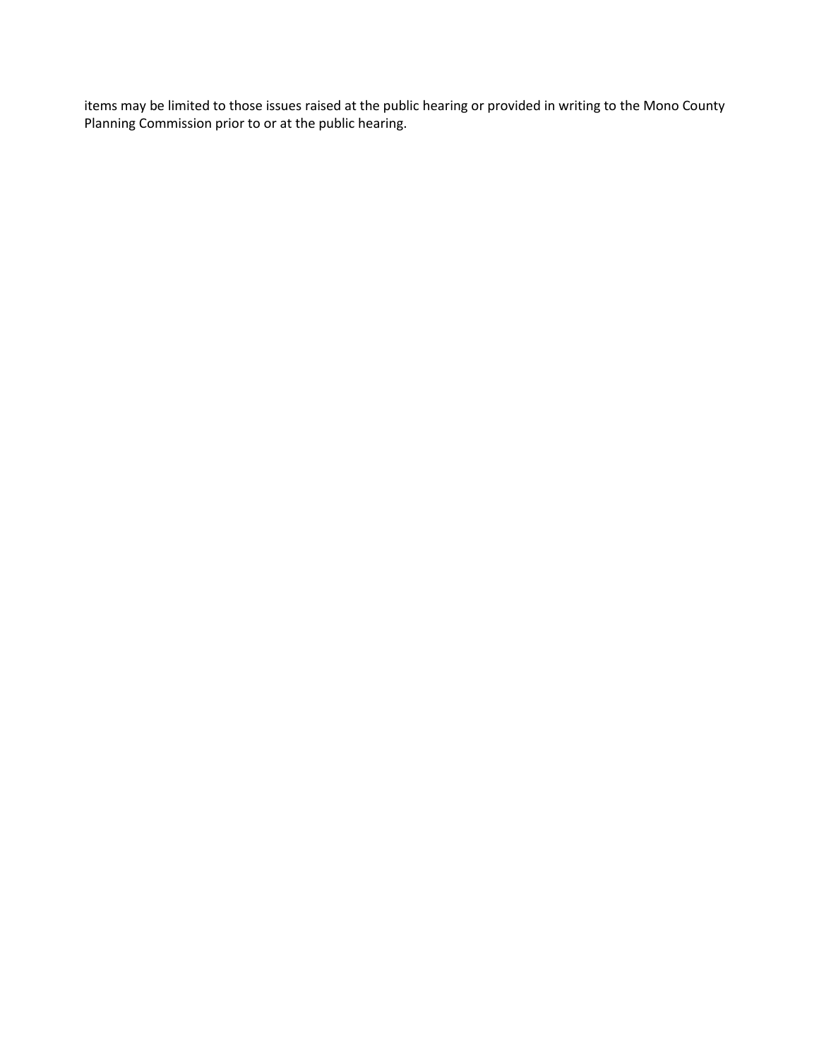items may be limited to those issues raised at the public hearing or provided in writing to the Mono County Planning Commission prior to or at the public hearing.